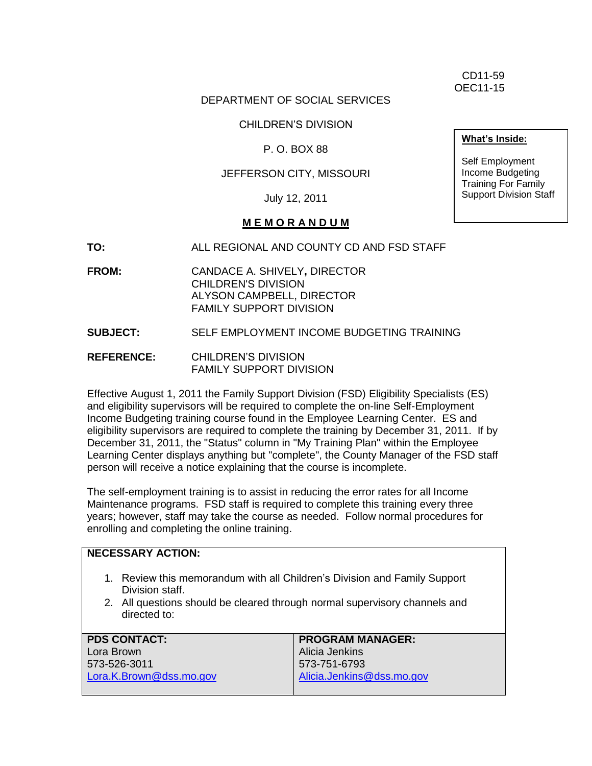CD11-59
OEC11-15

DEPARTMENT OF SOCIAL SERVICES

CHILDREN'S DIVISION

P. O. BOX 88

JEFFERSON CITY, MISSOURI

July 12, 2011

**What's Inside:**

Self Employment Income Budgeting Training For Family Support Division Staff

## M E M O R A N D U M

**TO:** ALL REGIONAL AND COUNTY CD AND FSD STAFF

**FROM:** CANDACE A. SHIVELY**,** DIRECTOR
CHILDREN'S DIVISION
ALYSON CAMPBELL, DIRECTOR
FAMILY SUPPORT DIVISION

**SUBJECT:** SELF EMPLOYMENT INCOME BUDGETING TRAINING

**REFERENCE:** CHILDREN'S DIVISION
FAMILY SUPPORT DIVISION

Effective August 1, 2011 the Family Support Division (FSD) Eligibility Specialists (ES) and eligibility supervisors will be required to complete the on-line Self-Employment Income Budgeting training course found in the Employee Learning Center. ES and eligibility supervisors are required to complete the training by December 31, 2011. If by December 31, 2011, the "Status" column in "My Training Plan" within the Employee Learning Center displays anything but "complete", the County Manager of the FSD staff person will receive a notice explaining that the course is incomplete.

The self-employment training is to assist in reducing the error rates for all Income Maintenance programs. FSD staff is required to complete this training every three years; however, staff may take the course as needed. Follow normal procedures for enrolling and completing the online training.

**NECESSARY ACTION:**

1. Review this memorandum with all Children's Division and Family Support Division staff.
2. All questions should be cleared through normal supervisory channels and directed to:

| **PDS CONTACT:** | **PROGRAM MANAGER:** |
|---|---|
| Lora Brown<br>573-526-3011<br>Lora.K.Brown@dss.mo.gov | Alicia Jenkins<br>573-751-6793<br>Alicia.Jenkins@dss.mo.gov |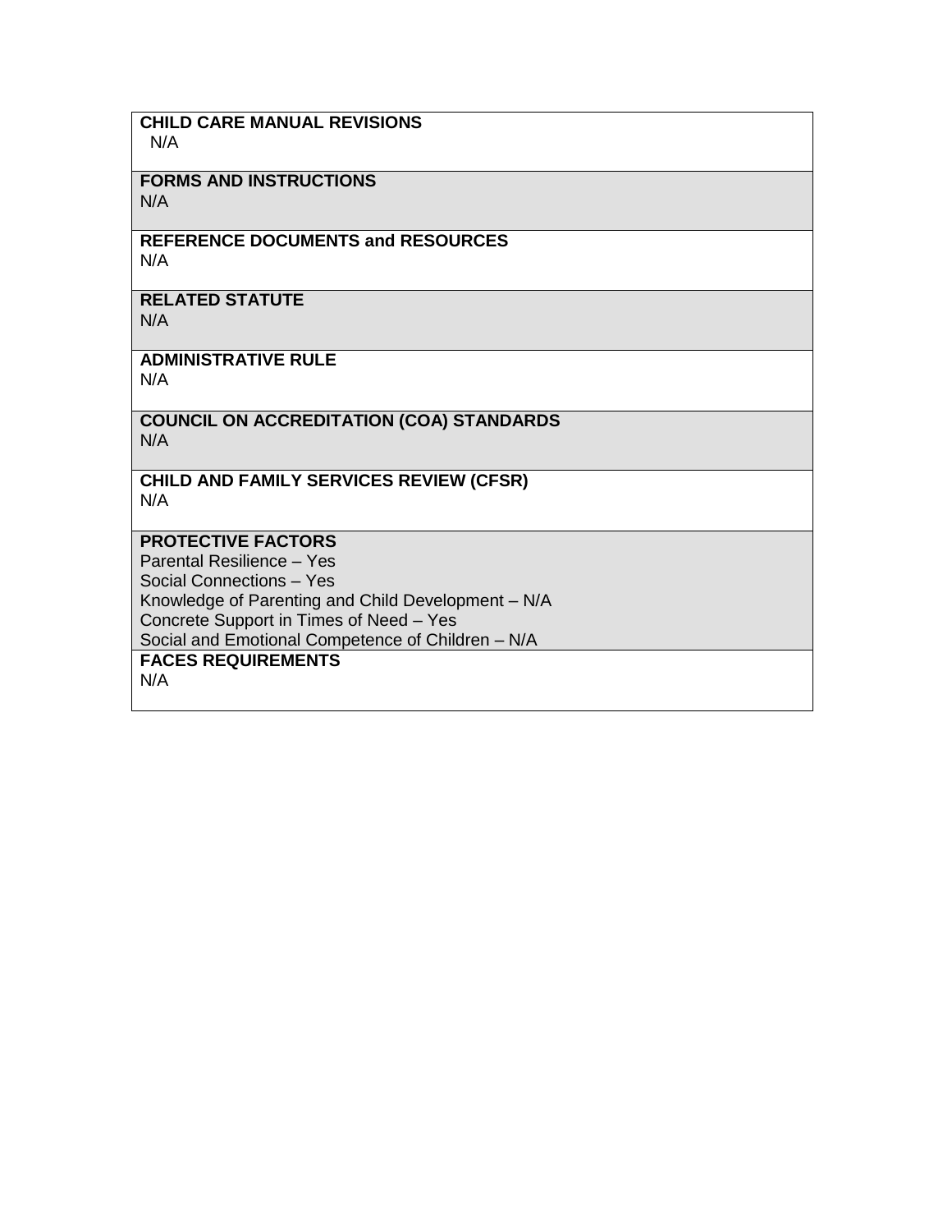**CHILD CARE MANUAL REVISIONS**
N/A

**FORMS AND INSTRUCTIONS**
N/A

**REFERENCE DOCUMENTS and RESOURCES**
N/A

**RELATED STATUTE**
N/A

**ADMINISTRATIVE RULE**
N/A

**COUNCIL ON ACCREDITATION (COA) STANDARDS**
N/A

**CHILD AND FAMILY SERVICES REVIEW (CFSR)**
N/A

**PROTECTIVE FACTORS**
Parental Resilience – Yes
Social Connections – Yes
Knowledge of Parenting and Child Development – N/A
Concrete Support in Times of Need – Yes
Social and Emotional Competence of Children – N/A

**FACES REQUIREMENTS**
N/A